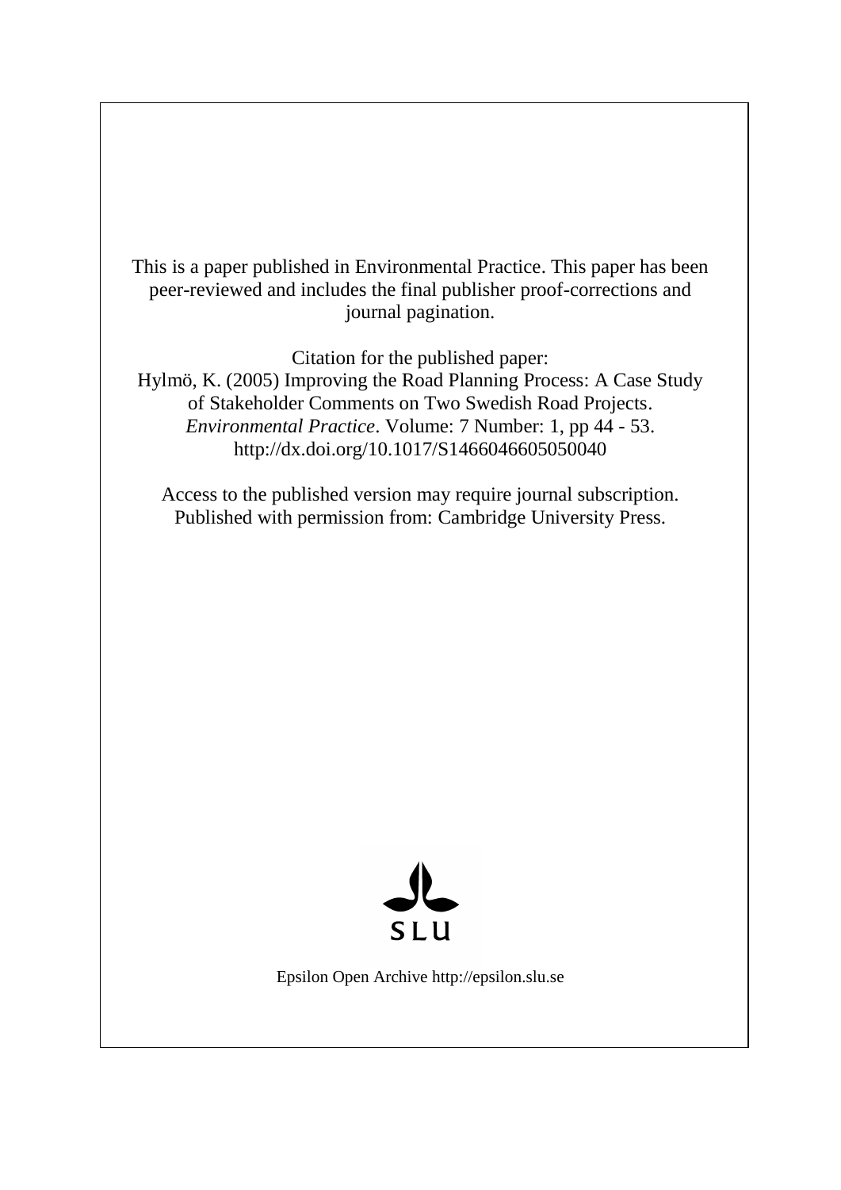This is a paper published in Environmental Practice. This paper has been peer-reviewed and includes the final publisher proof-corrections and journal pagination.

Citation for the published paper:
Hylmö, K. (2005) Improving the Road Planning Process: A Case Study of Stakeholder Comments on Two Swedish Road Projects. *Environmental Practice*. Volume: 7 Number: 1, pp 44 - 53.
http://dx.doi.org/10.1017/S1466046605050040

Access to the published version may require journal subscription.
Published with permission from: Cambridge University Press.

SLU

Epsilon Open Archive http://epsilon.slu.se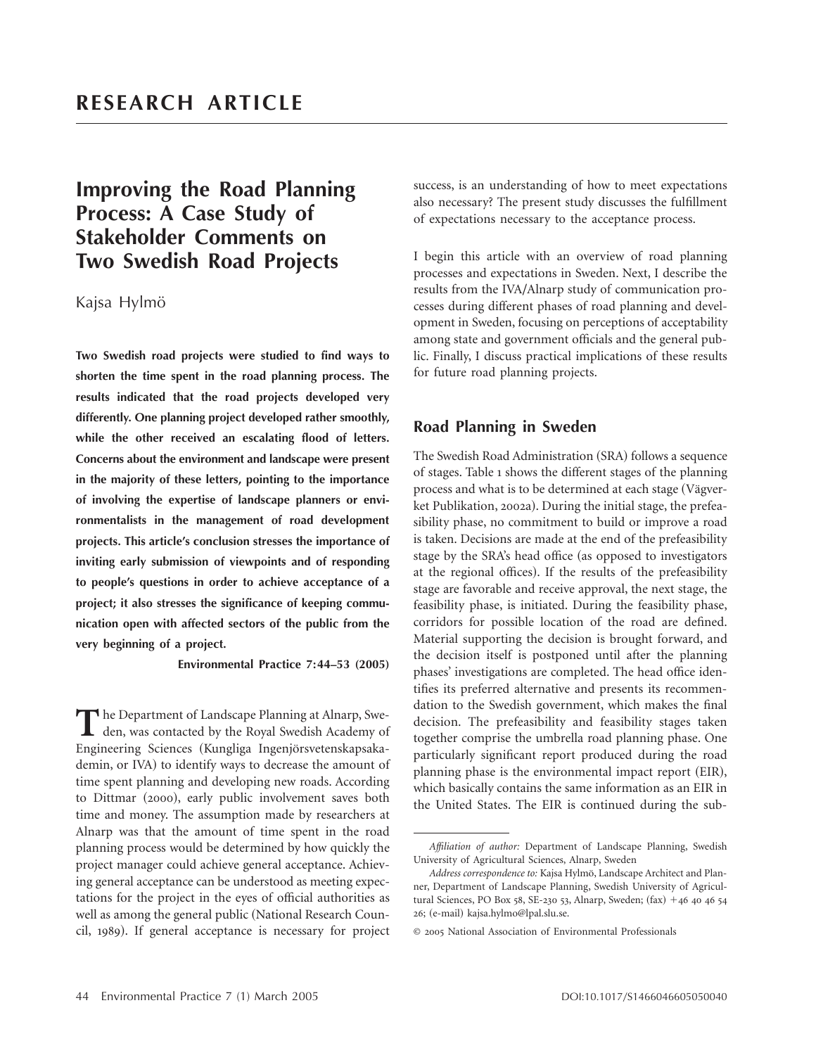# RESEARCH ARTICLE

## Improving the Road Planning Process: A Case Study of Stakeholder Comments on Two Swedish Road Projects

Kajsa Hylmö

**Two Swedish road projects were studied to find ways to shorten the time spent in the road planning process. The results indicated that the road projects developed very differently. One planning project developed rather smoothly, while the other received an escalating flood of letters. Concerns about the environment and landscape were present in the majority of these letters, pointing to the importance of involving the expertise of landscape planners or environmentalists in the management of road development projects. This article's conclusion stresses the importance of inviting early submission of viewpoints and of responding to people's questions in order to achieve acceptance of a project; it also stresses the significance of keeping communication open with affected sectors of the public from the very beginning of a project.**

**Environmental Practice 7:44–53 (2005)**

The Department of Landscape Planning at Alnarp, Sweden, was contacted by the Royal Swedish Academy of Engineering Sciences (Kungliga Ingenjörsvetenskapsakademin, or IVA) to identify ways to decrease the amount of time spent planning and developing new roads. According to Dittmar (2000), early public involvement saves both time and money. The assumption made by researchers at Alnarp was that the amount of time spent in the road planning process would be determined by how quickly the project manager could achieve general acceptance. Achieving general acceptance can be understood as meeting expectations for the project in the eyes of official authorities as well as among the general public (National Research Council, 1989). If general acceptance is necessary for project success, is an understanding of how to meet expectations also necessary? The present study discusses the fulfillment of expectations necessary to the acceptance process.

I begin this article with an overview of road planning processes and expectations in Sweden. Next, I describe the results from the IVA/Alnarp study of communication processes during different phases of road planning and development in Sweden, focusing on perceptions of acceptability among state and government officials and the general public. Finally, I discuss practical implications of these results for future road planning projects.

## Road Planning in Sweden

The Swedish Road Administration (SRA) follows a sequence of stages. Table 1 shows the different stages of the planning process and what is to be determined at each stage (Vägverket Publikation, 2002a). During the initial stage, the prefeasibility phase, no commitment to build or improve a road is taken. Decisions are made at the end of the prefeasibility stage by the SRA's head office (as opposed to investigators at the regional offices). If the results of the prefeasibility stage are favorable and receive approval, the next stage, the feasibility phase, is initiated. During the feasibility phase, corridors for possible location of the road are defined. Material supporting the decision is brought forward, and the decision itself is postponed until after the planning phases' investigations are completed. The head office identifies its preferred alternative and presents its recommendation to the Swedish government, which makes the final decision. The prefeasibility and feasibility stages taken together comprise the umbrella road planning phase. One particularly significant report produced during the road planning phase is the environmental impact report (EIR), which basically contains the same information as an EIR in the United States. The EIR is continued during the sub-

*Affiliation of author:* Department of Landscape Planning, Swedish University of Agricultural Sciences, Alnarp, Sweden

*Address correspondence to:* Kajsa Hylmö, Landscape Architect and Planner, Department of Landscape Planning, Swedish University of Agricultural Sciences, PO Box 58, SE-230 53, Alnarp, Sweden; (fax) +46 40 46 54 26; (e-mail) kajsa.hylmo@lpal.slu.se.

© 2005 National Association of Environmental Professionals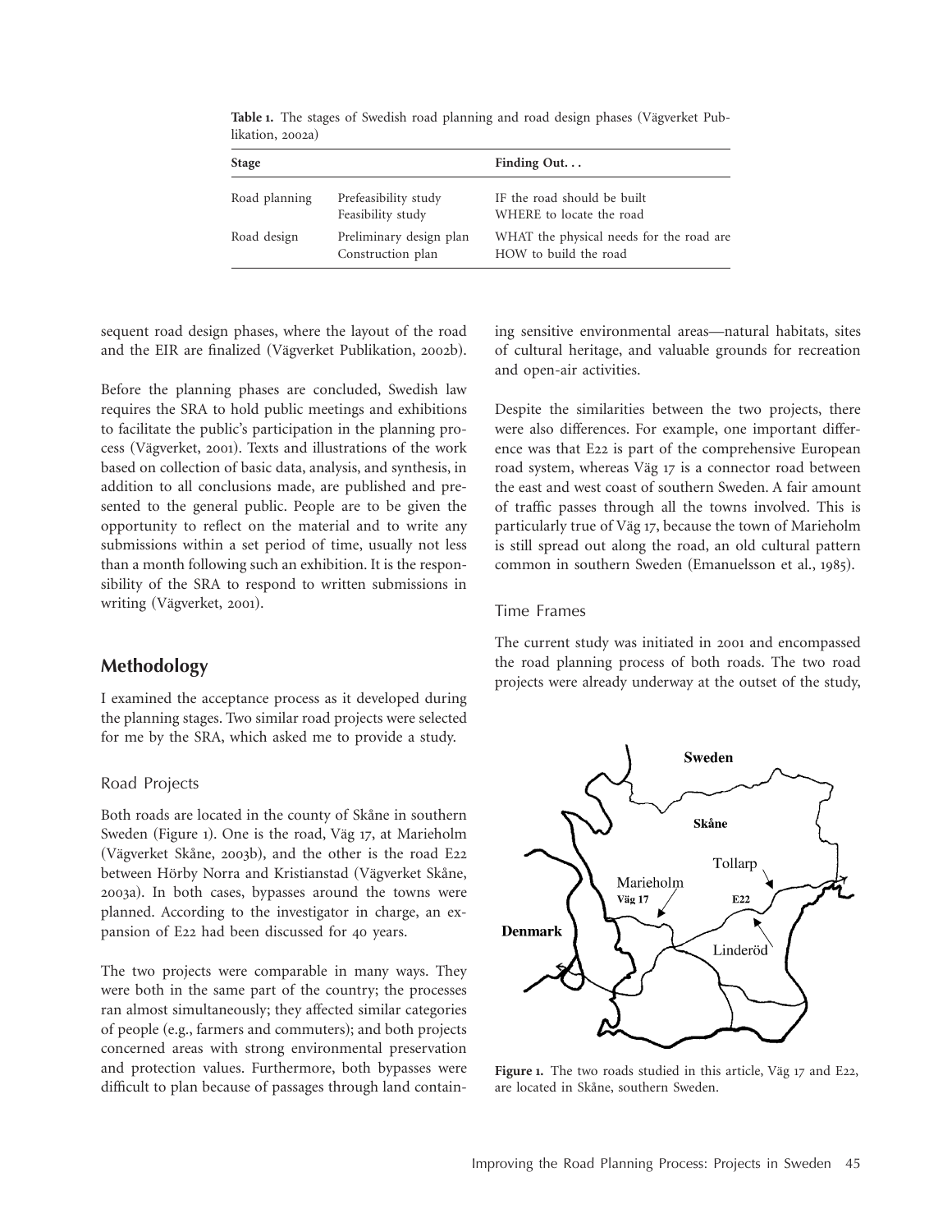**Table 1.** The stages of Swedish road planning and road design phases (Vägverket Publikation, 2002a)

| Stage | | Finding Out. . . |
|---|---|---|
| Road planning | Prefeasibility study | IF the road should be built |
| | Feasibility study | WHERE to locate the road |
| Road design | Preliminary design plan | WHAT the physical needs for the road are |
| | Construction plan | HOW to build the road |

sequent road design phases, where the layout of the road and the EIR are finalized (Vägverket Publikation, 2002b).

Before the planning phases are concluded, Swedish law requires the SRA to hold public meetings and exhibitions to facilitate the public's participation in the planning process (Vägverket, 2001). Texts and illustrations of the work based on collection of basic data, analysis, and synthesis, in addition to all conclusions made, are published and presented to the general public. People are to be given the opportunity to reflect on the material and to write any submissions within a set period of time, usually not less than a month following such an exhibition. It is the responsibility of the SRA to respond to written submissions in writing (Vägverket, 2001).

## Methodology

I examined the acceptance process as it developed during the planning stages. Two similar road projects were selected for me by the SRA, which asked me to provide a study.

### Road Projects

Both roads are located in the county of Skåne in southern Sweden (Figure 1). One is the road, Väg 17, at Marieholm (Vägverket Skåne, 2003b), and the other is the road E22 between Hörby Norra and Kristianstad (Vägverket Skåne, 2003a). In both cases, bypasses around the towns were planned. According to the investigator in charge, an expansion of E22 had been discussed for 40 years.

The two projects were comparable in many ways. They were both in the same part of the country; the processes ran almost simultaneously; they affected similar categories of people (e.g., farmers and commuters); and both projects concerned areas with strong environmental preservation and protection values. Furthermore, both bypasses were difficult to plan because of passages through land containing sensitive environmental areas—natural habitats, sites of cultural heritage, and valuable grounds for recreation and open-air activities.

Despite the similarities between the two projects, there were also differences. For example, one important difference was that E22 is part of the comprehensive European road system, whereas Väg 17 is a connector road between the east and west coast of southern Sweden. A fair amount of traffic passes through all the towns involved. This is particularly true of Väg 17, because the town of Marieholm is still spread out along the road, an old cultural pattern common in southern Sweden (Emanuelsson et al., 1985).

### Time Frames

The current study was initiated in 2001 and encompassed the road planning process of both roads. The two road projects were already underway at the outset of the study,

**Figure 1.** The two roads studied in this article, Väg 17 and E22, are located in Skåne, southern Sweden.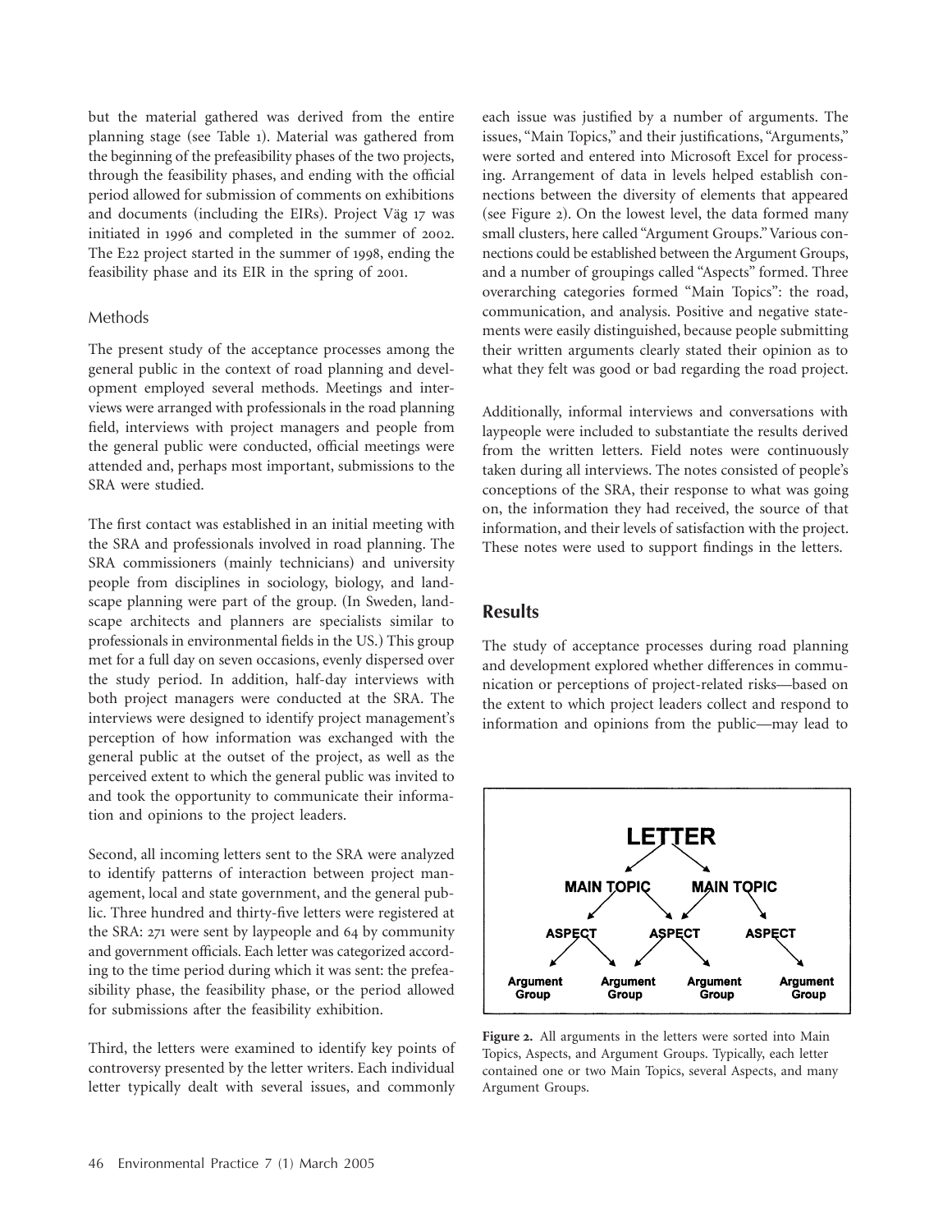but the material gathered was derived from the entire planning stage (see Table 1). Material was gathered from the beginning of the prefeasibility phases of the two projects, through the feasibility phases, and ending with the official period allowed for submission of comments on exhibitions and documents (including the EIRs). Project Väg 17 was initiated in 1996 and completed in the summer of 2002. The E22 project started in the summer of 1998, ending the feasibility phase and its EIR in the spring of 2001.

### Methods

The present study of the acceptance processes among the general public in the context of road planning and development employed several methods. Meetings and interviews were arranged with professionals in the road planning field, interviews with project managers and people from the general public were conducted, official meetings were attended and, perhaps most important, submissions to the SRA were studied.

The first contact was established in an initial meeting with the SRA and professionals involved in road planning. The SRA commissioners (mainly technicians) and university people from disciplines in sociology, biology, and landscape planning were part of the group. (In Sweden, landscape architects and planners are specialists similar to professionals in environmental fields in the US.) This group met for a full day on seven occasions, evenly dispersed over the study period. In addition, half-day interviews with both project managers were conducted at the SRA. The interviews were designed to identify project management's perception of how information was exchanged with the general public at the outset of the project, as well as the perceived extent to which the general public was invited to and took the opportunity to communicate their information and opinions to the project leaders.

Second, all incoming letters sent to the SRA were analyzed to identify patterns of interaction between project management, local and state government, and the general public. Three hundred and thirty-five letters were registered at the SRA: 271 were sent by laypeople and 64 by community and government officials. Each letter was categorized according to the time period during which it was sent: the prefeasibility phase, the feasibility phase, or the period allowed for submissions after the feasibility exhibition.

Third, the letters were examined to identify key points of controversy presented by the letter writers. Each individual letter typically dealt with several issues, and commonly each issue was justified by a number of arguments. The issues, "Main Topics," and their justifications, "Arguments," were sorted and entered into Microsoft Excel for processing. Arrangement of data in levels helped establish connections between the diversity of elements that appeared (see Figure 2). On the lowest level, the data formed many small clusters, here called "Argument Groups." Various connections could be established between the Argument Groups, and a number of groupings called "Aspects" formed. Three overarching categories formed "Main Topics": the road, communication, and analysis. Positive and negative statements were easily distinguished, because people submitting their written arguments clearly stated their opinion as to what they felt was good or bad regarding the road project.

Additionally, informal interviews and conversations with laypeople were included to substantiate the results derived from the written letters. Field notes were continuously taken during all interviews. The notes consisted of people's conceptions of the SRA, their response to what was going on, the information they had received, the source of that information, and their levels of satisfaction with the project. These notes were used to support findings in the letters.

## Results

The study of acceptance processes during road planning and development explored whether differences in communication or perceptions of project-related risks—based on the extent to which project leaders collect and respond to information and opinions from the public—may lead to

**Figure 2.** All arguments in the letters were sorted into Main Topics, Aspects, and Argument Groups. Typically, each letter contained one or two Main Topics, several Aspects, and many Argument Groups.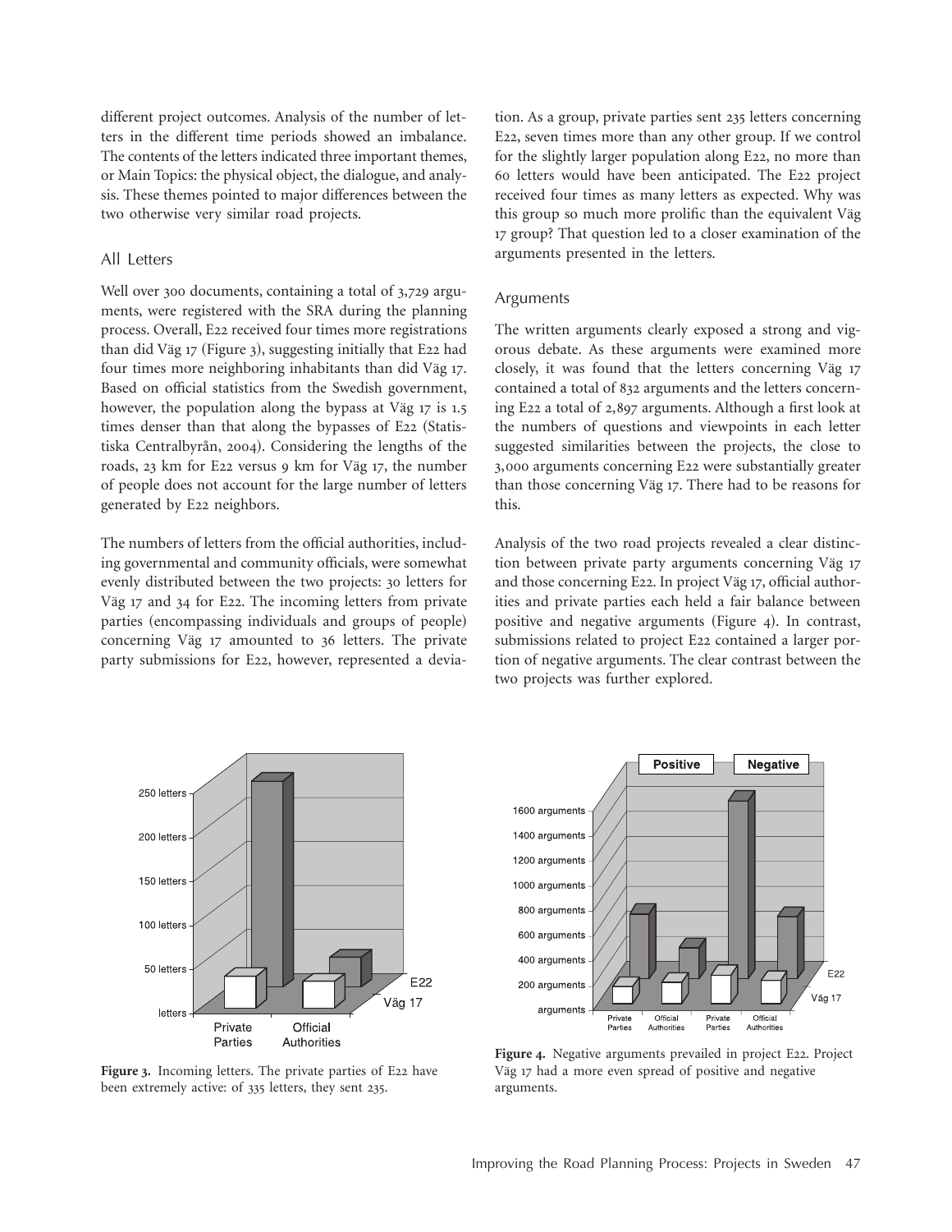different project outcomes. Analysis of the number of letters in the different time periods showed an imbalance. The contents of the letters indicated three important themes, or Main Topics: the physical object, the dialogue, and analysis. These themes pointed to major differences between the two otherwise very similar road projects.

## All Letters

Well over 300 documents, containing a total of 3,729 arguments, were registered with the SRA during the planning process. Overall, E22 received four times more registrations than did Väg 17 (Figure 3), suggesting initially that E22 had four times more neighboring inhabitants than did Väg 17. Based on official statistics from the Swedish government, however, the population along the bypass at Väg 17 is 1.5 times denser than that along the bypasses of E22 (Statistiska Centralbyrån, 2004). Considering the lengths of the roads, 23 km for E22 versus 9 km for Väg 17, the number of people does not account for the large number of letters generated by E22 neighbors.

The numbers of letters from the official authorities, including governmental and community officials, were somewhat evenly distributed between the two projects: 30 letters for Väg 17 and 34 for E22. The incoming letters from private parties (encompassing individuals and groups of people) concerning Väg 17 amounted to 36 letters. The private party submissions for E22, however, represented a deviation. As a group, private parties sent 235 letters concerning E22, seven times more than any other group. If we control for the slightly larger population along E22, no more than 60 letters would have been anticipated. The E22 project received four times as many letters as expected. Why was this group so much more prolific than the equivalent Väg 17 group? That question led to a closer examination of the arguments presented in the letters.

## Arguments

The written arguments clearly exposed a strong and vigorous debate. As these arguments were examined more closely, it was found that the letters concerning Väg 17 contained a total of 832 arguments and the letters concerning E22 a total of 2,897 arguments. Although a first look at the numbers of questions and viewpoints in each letter suggested similarities between the projects, the close to 3,000 arguments concerning E22 were substantially greater than those concerning Väg 17. There had to be reasons for this.

Analysis of the two road projects revealed a clear distinction between private party arguments concerning Väg 17 and those concerning E22. In project Väg 17, official authorities and private parties each held a fair balance between positive and negative arguments (Figure 4). In contrast, submissions related to project E22 contained a larger portion of negative arguments. The clear contrast between the two projects was further explored.

**Figure 3.** Incoming letters. The private parties of E22 have been extremely active: of 335 letters, they sent 235.

**Figure 4.** Negative arguments prevailed in project E22. Project Väg 17 had a more even spread of positive and negative arguments.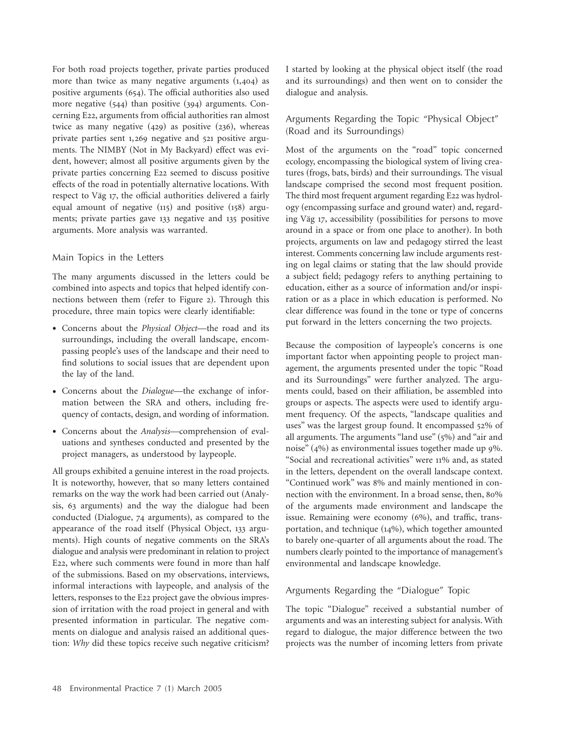For both road projects together, private parties produced more than twice as many negative arguments (1,404) as positive arguments (654). The official authorities also used more negative (544) than positive (394) arguments. Concerning E22, arguments from official authorities ran almost twice as many negative (429) as positive (236), whereas private parties sent 1,269 negative and 521 positive arguments. The NIMBY (Not in My Backyard) effect was evident, however; almost all positive arguments given by the private parties concerning E22 seemed to discuss positive effects of the road in potentially alternative locations. With respect to Väg 17, the official authorities delivered a fairly equal amount of negative (115) and positive (158) arguments; private parties gave 133 negative and 135 positive arguments. More analysis was warranted.

## Main Topics in the Letters

The many arguments discussed in the letters could be combined into aspects and topics that helped identify connections between them (refer to Figure 2). Through this procedure, three main topics were clearly identifiable:

- Concerns about the *Physical Object*—the road and its surroundings, including the overall landscape, encompassing people's uses of the landscape and their need to find solutions to social issues that are dependent upon the lay of the land.
- Concerns about the *Dialogue*—the exchange of information between the SRA and others, including frequency of contacts, design, and wording of information.
- Concerns about the *Analysis*—comprehension of evaluations and syntheses conducted and presented by the project managers, as understood by laypeople.

All groups exhibited a genuine interest in the road projects. It is noteworthy, however, that so many letters contained remarks on the way the work had been carried out (Analysis, 63 arguments) and the way the dialogue had been conducted (Dialogue, 74 arguments), as compared to the appearance of the road itself (Physical Object, 133 arguments). High counts of negative comments on the SRA's dialogue and analysis were predominant in relation to project E22, where such comments were found in more than half of the submissions. Based on my observations, interviews, informal interactions with laypeople, and analysis of the letters, responses to the E22 project gave the obvious impression of irritation with the road project in general and with presented information in particular. The negative comments on dialogue and analysis raised an additional question: *Why* did these topics receive such negative criticism? I started by looking at the physical object itself (the road and its surroundings) and then went on to consider the dialogue and analysis.

## Arguments Regarding the Topic "Physical Object" (Road and its Surroundings)

Most of the arguments on the "road" topic concerned ecology, encompassing the biological system of living creatures (frogs, bats, birds) and their surroundings. The visual landscape comprised the second most frequent position. The third most frequent argument regarding E22 was hydrology (encompassing surface and ground water) and, regarding Väg 17, accessibility (possibilities for persons to move around in a space or from one place to another). In both projects, arguments on law and pedagogy stirred the least interest. Comments concerning law include arguments resting on legal claims or stating that the law should provide a subject field; pedagogy refers to anything pertaining to education, either as a source of information and/or inspiration or as a place in which education is performed. No clear difference was found in the tone or type of concerns put forward in the letters concerning the two projects.

Because the composition of laypeople's concerns is one important factor when appointing people to project management, the arguments presented under the topic "Road and its Surroundings" were further analyzed. The arguments could, based on their affiliation, be assembled into groups or aspects. The aspects were used to identify argument frequency. Of the aspects, "landscape qualities and uses" was the largest group found. It encompassed 52% of all arguments. The arguments "land use" (5%) and "air and noise" (4%) as environmental issues together made up 9%. "Social and recreational activities" were 11% and, as stated in the letters, dependent on the overall landscape context. "Continued work" was 8% and mainly mentioned in connection with the environment. In a broad sense, then, 80% of the arguments made environment and landscape the issue. Remaining were economy (6%), and traffic, transportation, and technique (14%), which together amounted to barely one-quarter of all arguments about the road. The numbers clearly pointed to the importance of management's environmental and landscape knowledge.

## Arguments Regarding the "Dialogue" Topic

The topic "Dialogue" received a substantial number of arguments and was an interesting subject for analysis. With regard to dialogue, the major difference between the two projects was the number of incoming letters from private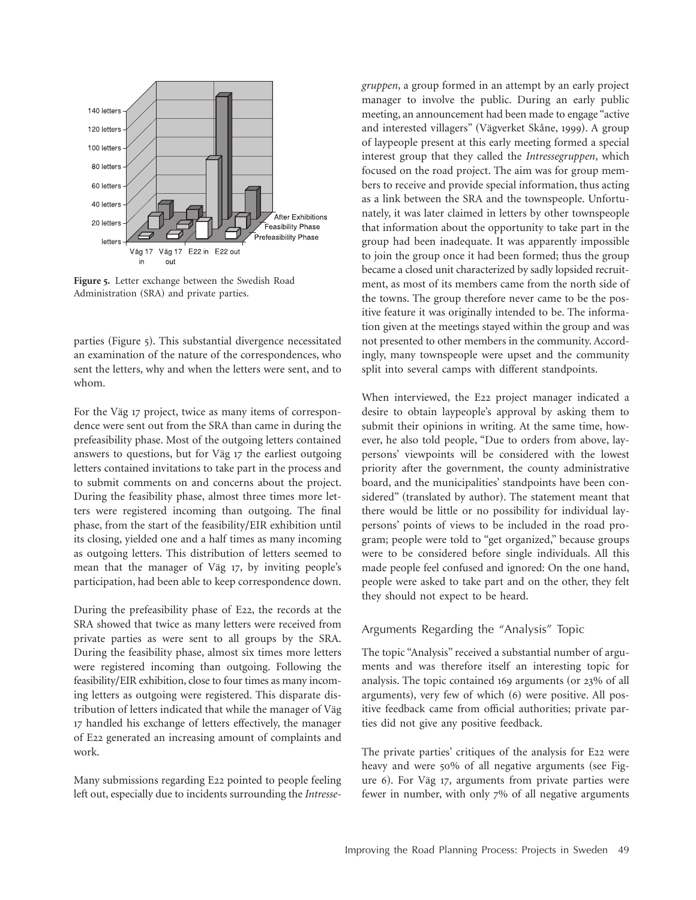**Figure 5.** Letter exchange between the Swedish Road Administration (SRA) and private parties.

parties (Figure 5). This substantial divergence necessitated an examination of the nature of the correspondences, who sent the letters, why and when the letters were sent, and to whom.

For the Väg 17 project, twice as many items of correspondence were sent out from the SRA than came in during the prefeasibility phase. Most of the outgoing letters contained answers to questions, but for Väg 17 the earliest outgoing letters contained invitations to take part in the process and to submit comments on and concerns about the project. During the feasibility phase, almost three times more letters were registered incoming than outgoing. The final phase, from the start of the feasibility/EIR exhibition until its closing, yielded one and a half times as many incoming as outgoing letters. This distribution of letters seemed to mean that the manager of Väg 17, by inviting people's participation, had been able to keep correspondence down.

During the prefeasibility phase of E22, the records at the SRA showed that twice as many letters were received from private parties as were sent to all groups by the SRA. During the feasibility phase, almost six times more letters were registered incoming than outgoing. Following the feasibility/EIR exhibition, close to four times as many incoming letters as outgoing were registered. This disparate distribution of letters indicated that while the manager of Väg 17 handled his exchange of letters effectively, the manager of E22 generated an increasing amount of complaints and work.

Many submissions regarding E22 pointed to people feeling left out, especially due to incidents surrounding the *Intressegruppen*, a group formed in an attempt by an early project manager to involve the public. During an early public meeting, an announcement had been made to engage "active and interested villagers" (Vägverket Skåne, 1999). A group of laypeople present at this early meeting formed a special interest group that they called the *Intressegruppen*, which focused on the road project. The aim was for group members to receive and provide special information, thus acting as a link between the SRA and the townspeople. Unfortunately, it was later claimed in letters by other townspeople that information about the opportunity to take part in the group had been inadequate. It was apparently impossible to join the group once it had been formed; thus the group became a closed unit characterized by sadly lopsided recruitment, as most of its members came from the north side of the towns. The group therefore never came to be the positive feature it was originally intended to be. The information given at the meetings stayed within the group and was not presented to other members in the community. Accordingly, many townspeople were upset and the community split into several camps with different standpoints.

When interviewed, the E22 project manager indicated a desire to obtain laypeople's approval by asking them to submit their opinions in writing. At the same time, however, he also told people, "Due to orders from above, laypersons' viewpoints will be considered with the lowest priority after the government, the county administrative board, and the municipalities' standpoints have been considered" (translated by author). The statement meant that there would be little or no possibility for individual laypersons' points of views to be included in the road program; people were told to "get organized," because groups were to be considered before single individuals. All this made people feel confused and ignored: On the one hand, people were asked to take part and on the other, they felt they should not expect to be heard.

## Arguments Regarding the "Analysis" Topic

The topic "Analysis" received a substantial number of arguments and was therefore itself an interesting topic for analysis. The topic contained 169 arguments (or 23% of all arguments), very few of which (6) were positive. All positive feedback came from official authorities; private parties did not give any positive feedback.

The private parties' critiques of the analysis for E22 were heavy and were 50% of all negative arguments (see Figure 6). For Väg 17, arguments from private parties were fewer in number, with only 7% of all negative arguments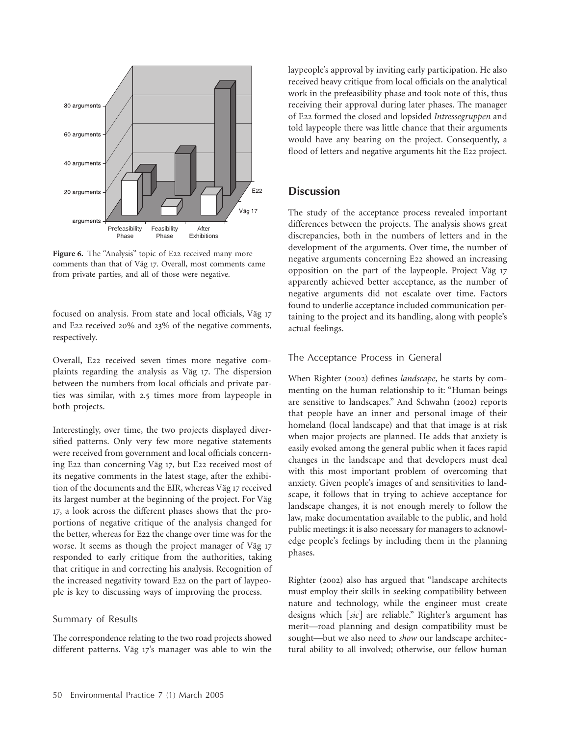**Figure 6.** The "Analysis" topic of E22 received many more comments than that of Väg 17. Overall, most comments came from private parties, and all of those were negative.

focused on analysis. From state and local officials, Väg 17 and E22 received 20% and 23% of the negative comments, respectively.

Overall, E22 received seven times more negative complaints regarding the analysis as Väg 17. The dispersion between the numbers from local officials and private parties was similar, with 2.5 times more from laypeople in both projects.

Interestingly, over time, the two projects displayed diversified patterns. Only very few more negative statements were received from government and local officials concerning E22 than concerning Väg 17, but E22 received most of its negative comments in the latest stage, after the exhibition of the documents and the EIR, whereas Väg 17 received its largest number at the beginning of the project. For Väg 17, a look across the different phases shows that the proportions of negative critique of the analysis changed for the better, whereas for E22 the change over time was for the worse. It seems as though the project manager of Väg 17 responded to early critique from the authorities, taking that critique in and correcting his analysis. Recognition of the increased negativity toward E22 on the part of laypeople is key to discussing ways of improving the process.

### Summary of Results

The correspondence relating to the two road projects showed different patterns. Väg 17's manager was able to win the laypeople's approval by inviting early participation. He also received heavy critique from local officials on the analytical work in the prefeasibility phase and took note of this, thus receiving their approval during later phases. The manager of E22 formed the closed and lopsided *Intressegruppen* and told laypeople there was little chance that their arguments would have any bearing on the project. Consequently, a flood of letters and negative arguments hit the E22 project.

## Discussion

The study of the acceptance process revealed important differences between the projects. The analysis shows great discrepancies, both in the numbers of letters and in the development of the arguments. Over time, the number of negative arguments concerning E22 showed an increasing opposition on the part of the laypeople. Project Väg 17 apparently achieved better acceptance, as the number of negative arguments did not escalate over time. Factors found to underlie acceptance included communication pertaining to the project and its handling, along with people's actual feelings.

### The Acceptance Process in General

When Righter (2002) defines *landscape*, he starts by commenting on the human relationship to it: "Human beings are sensitive to landscapes." And Schwahn (2002) reports that people have an inner and personal image of their homeland (local landscape) and that that image is at risk when major projects are planned. He adds that anxiety is easily evoked among the general public when it faces rapid changes in the landscape and that developers must deal with this most important problem of overcoming that anxiety. Given people's images of and sensitivities to landscape, it follows that in trying to achieve acceptance for landscape changes, it is not enough merely to follow the law, make documentation available to the public, and hold public meetings: it is also necessary for managers to acknowledge people's feelings by including them in the planning phases.

Righter (2002) also has argued that "landscape architects must employ their skills in seeking compatibility between nature and technology, while the engineer must create designs which [*sic*] are reliable." Righter's argument has merit—road planning and design compatibility must be sought—but we also need to *show* our landscape architectural ability to all involved; otherwise, our fellow human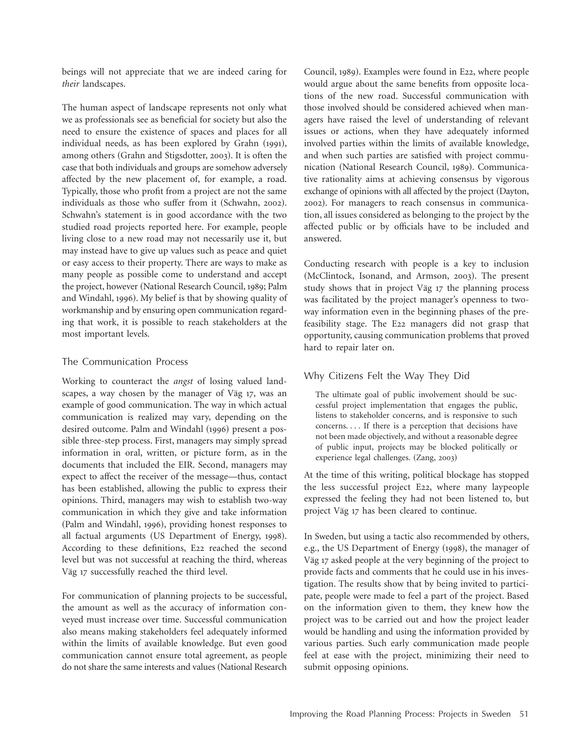beings will not appreciate that we are indeed caring for *their* landscapes.

The human aspect of landscape represents not only what we as professionals see as beneficial for society but also the need to ensure the existence of spaces and places for all individual needs, as has been explored by Grahn (1991), among others (Grahn and Stigsdotter, 2003). It is often the case that both individuals and groups are somehow adversely affected by the new placement of, for example, a road. Typically, those who profit from a project are not the same individuals as those who suffer from it (Schwahn, 2002). Schwahn's statement is in good accordance with the two studied road projects reported here. For example, people living close to a new road may not necessarily use it, but may instead have to give up values such as peace and quiet or easy access to their property. There are ways to make as many people as possible come to understand and accept the project, however (National Research Council, 1989; Palm and Windahl, 1996). My belief is that by showing quality of workmanship and by ensuring open communication regarding that work, it is possible to reach stakeholders at the most important levels.

## The Communication Process

Working to counteract the *angst* of losing valued landscapes, a way chosen by the manager of Väg 17, was an example of good communication. The way in which actual communication is realized may vary, depending on the desired outcome. Palm and Windahl (1996) present a possible three-step process. First, managers may simply spread information in oral, written, or picture form, as in the documents that included the EIR. Second, managers may expect to affect the receiver of the message—thus, contact has been established, allowing the public to express their opinions. Third, managers may wish to establish two-way communication in which they give and take information (Palm and Windahl, 1996), providing honest responses to all factual arguments (US Department of Energy, 1998). According to these definitions, E22 reached the second level but was not successful at reaching the third, whereas Väg 17 successfully reached the third level.

For communication of planning projects to be successful, the amount as well as the accuracy of information conveyed must increase over time. Successful communication also means making stakeholders feel adequately informed within the limits of available knowledge. But even good communication cannot ensure total agreement, as people do not share the same interests and values (National Research Council, 1989). Examples were found in E22, where people would argue about the same benefits from opposite locations of the new road. Successful communication with those involved should be considered achieved when managers have raised the level of understanding of relevant issues or actions, when they have adequately informed involved parties within the limits of available knowledge, and when such parties are satisfied with project communication (National Research Council, 1989). Communicative rationality aims at achieving consensus by vigorous exchange of opinions with all affected by the project (Dayton, 2002). For managers to reach consensus in communication, all issues considered as belonging to the project by the affected public or by officials have to be included and answered.

Conducting research with people is a key to inclusion (McClintock, Isonand, and Armson, 2003). The present study shows that in project Väg 17 the planning process was facilitated by the project manager's openness to two-way information even in the beginning phases of the prefeasibility stage. The E22 managers did not grasp that opportunity, causing communication problems that proved hard to repair later on.

## Why Citizens Felt the Way They Did

> The ultimate goal of public involvement should be successful project implementation that engages the public, listens to stakeholder concerns, and is responsive to such concerns. . . . If there is a perception that decisions have not been made objectively, and without a reasonable degree of public input, projects may be blocked politically or experience legal challenges. (Zang, 2003)

At the time of this writing, political blockage has stopped the less successful project E22, where many laypeople expressed the feeling they had not been listened to, but project Väg 17 has been cleared to continue.

In Sweden, but using a tactic also recommended by others, e.g., the US Department of Energy (1998), the manager of Väg 17 asked people at the very beginning of the project to provide facts and comments that he could use in his investigation. The results show that by being invited to participate, people were made to feel a part of the project. Based on the information given to them, they knew how the project was to be carried out and how the project leader would be handling and using the information provided by various parties. Such early communication made people feel at ease with the project, minimizing their need to submit opposing opinions.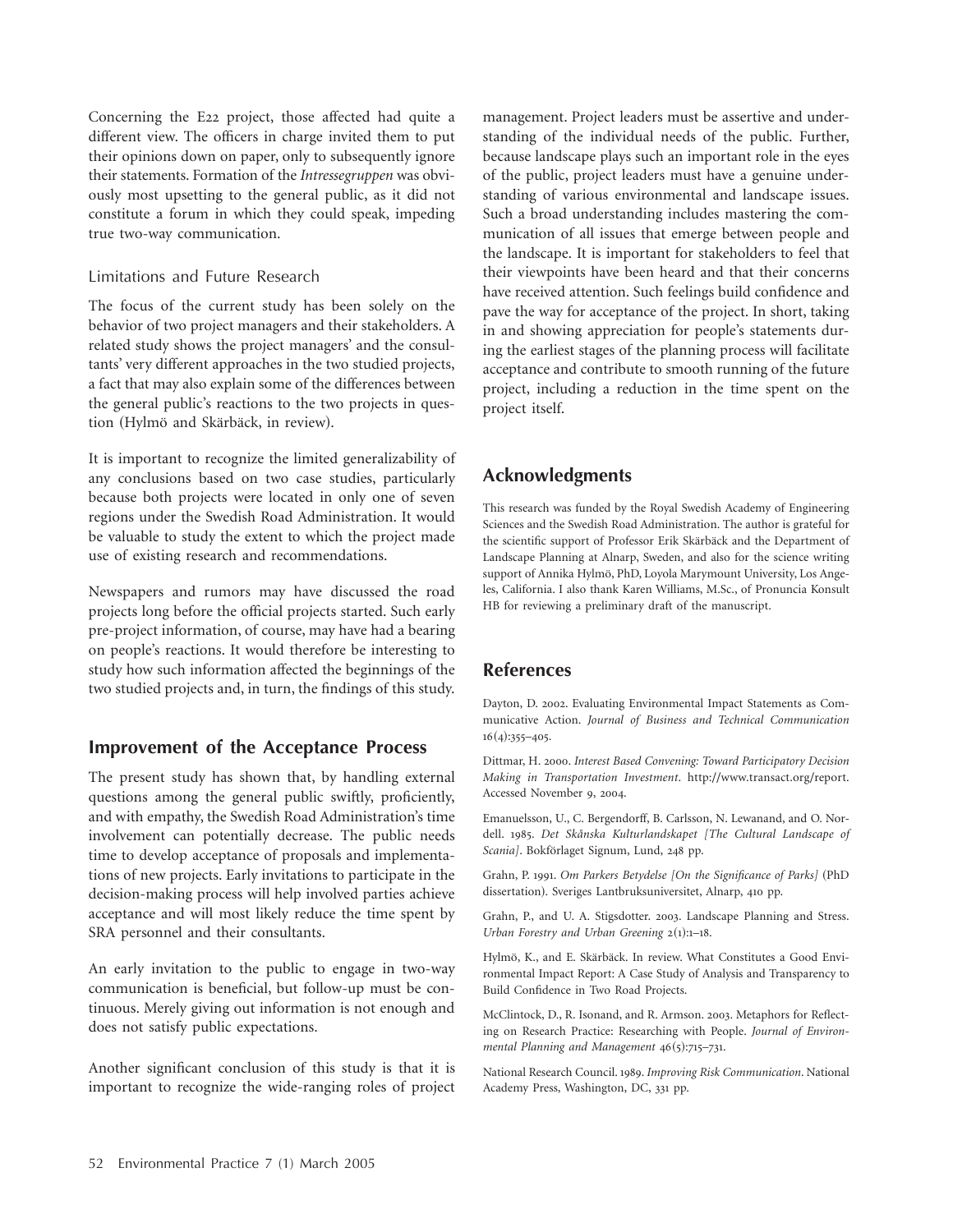Concerning the E22 project, those affected had quite a different view. The officers in charge invited them to put their opinions down on paper, only to subsequently ignore their statements. Formation of the *Intressegruppen* was obviously most upsetting to the general public, as it did not constitute a forum in which they could speak, impeding true two-way communication.

### Limitations and Future Research

The focus of the current study has been solely on the behavior of two project managers and their stakeholders. A related study shows the project managers' and the consultants' very different approaches in the two studied projects, a fact that may also explain some of the differences between the general public's reactions to the two projects in question (Hylmö and Skärbäck, in review).

It is important to recognize the limited generalizability of any conclusions based on two case studies, particularly because both projects were located in only one of seven regions under the Swedish Road Administration. It would be valuable to study the extent to which the project made use of existing research and recommendations.

Newspapers and rumors may have discussed the road projects long before the official projects started. Such early pre-project information, of course, may have had a bearing on people's reactions. It would therefore be interesting to study how such information affected the beginnings of the two studied projects and, in turn, the findings of this study.

## Improvement of the Acceptance Process

The present study has shown that, by handling external questions among the general public swiftly, proficiently, and with empathy, the Swedish Road Administration's time involvement can potentially decrease. The public needs time to develop acceptance of proposals and implementations of new projects. Early invitations to participate in the decision-making process will help involved parties achieve acceptance and will most likely reduce the time spent by SRA personnel and their consultants.

An early invitation to the public to engage in two-way communication is beneficial, but follow-up must be continuous. Merely giving out information is not enough and does not satisfy public expectations.

Another significant conclusion of this study is that it is important to recognize the wide-ranging roles of project management. Project leaders must be assertive and understanding of the individual needs of the public. Further, because landscape plays such an important role in the eyes of the public, project leaders must have a genuine understanding of various environmental and landscape issues. Such a broad understanding includes mastering the communication of all issues that emerge between people and the landscape. It is important for stakeholders to feel that their viewpoints have been heard and that their concerns have received attention. Such feelings build confidence and pave the way for acceptance of the project. In short, taking in and showing appreciation for people's statements during the earliest stages of the planning process will facilitate acceptance and contribute to smooth running of the future project, including a reduction in the time spent on the project itself.

## Acknowledgments

This research was funded by the Royal Swedish Academy of Engineering Sciences and the Swedish Road Administration. The author is grateful for the scientific support of Professor Erik Skärbäck and the Department of Landscape Planning at Alnarp, Sweden, and also for the science writing support of Annika Hylmö, PhD, Loyola Marymount University, Los Angeles, California. I also thank Karen Williams, M.Sc., of Pronuncia Konsult HB for reviewing a preliminary draft of the manuscript.

## References

Dayton, D. 2002. Evaluating Environmental Impact Statements as Communicative Action. *Journal of Business and Technical Communication* 16(4):355–405.

Dittmar, H. 2000. *Interest Based Convening: Toward Participatory Decision Making in Transportation Investment*. http://www.transact.org/report. Accessed November 9, 2004.

Emanuelsson, U., C. Bergendorff, B. Carlsson, N. Lewanand, and O. Nordell. 1985. *Det Skånska Kulturlandskapet [The Cultural Landscape of Scania]*. Bokförlaget Signum, Lund, 248 pp.

Grahn, P. 1991. *Om Parkers Betydelse [On the Significance of Parks]* (PhD dissertation). Sveriges Lantbruksuniversitet, Alnarp, 410 pp.

Grahn, P., and U. A. Stigsdotter. 2003. Landscape Planning and Stress. *Urban Forestry and Urban Greening* 2(1):1–18.

Hylmö, K., and E. Skärbäck. In review. What Constitutes a Good Environmental Impact Report: A Case Study of Analysis and Transparency to Build Confidence in Two Road Projects.

McClintock, D., R. Isonand, and R. Armson. 2003. Metaphors for Reflecting on Research Practice: Researching with People. *Journal of Environmental Planning and Management* 46(5):715–731.

National Research Council. 1989. *Improving Risk Communication*. National Academy Press, Washington, DC, 331 pp.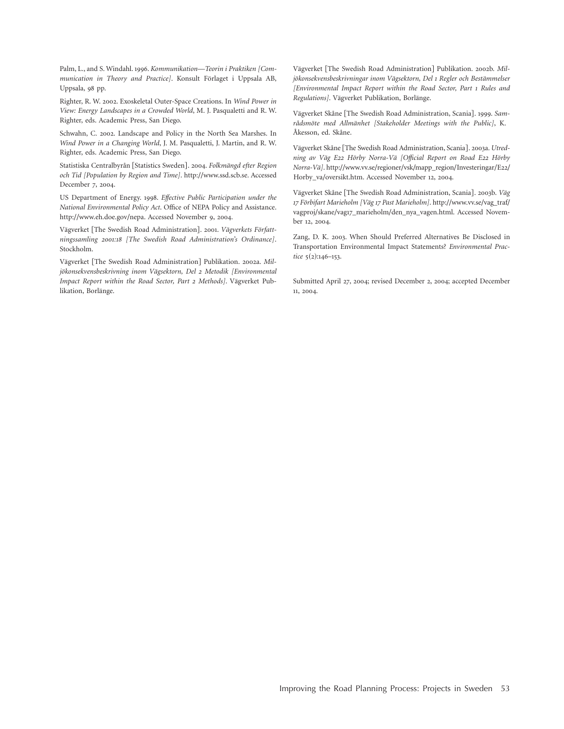Palm, L., and S. Windahl. 1996. *Kommunikation—Teorin i Praktiken [Communication in Theory and Practice]*. Konsult Förlaget i Uppsala AB, Uppsala, 98 pp.

Righter, R. W. 2002. Exoskeletal Outer-Space Creations. In *Wind Power in View: Energy Landscapes in a Crowded World*, M. J. Pasqualetti and R. W. Righter, eds. Academic Press, San Diego.

Schwahn, C. 2002. Landscape and Policy in the North Sea Marshes. In *Wind Power in a Changing World*, J. M. Pasqualetti, J. Martin, and R. W. Righter, eds. Academic Press, San Diego.

Statistiska Centralbyrån [Statistics Sweden]. 2004. *Folkmängd efter Region och Tid [Population by Region and Time]*. http://www.ssd.scb.se. Accessed December 7, 2004.

US Department of Energy. 1998. *Effective Public Participation under the National Environmental Policy Act*. Office of NEPA Policy and Assistance. http://www.eh.doe.gov/nepa. Accessed November 9, 2004.

Vägverket [The Swedish Road Administration]. 2001. *Vägverkets Författningssamling 2001:18 [The Swedish Road Administration's Ordinance]*. Stockholm.

Vägverket [The Swedish Road Administration] Publikation. 2002a. *Miljökonsekvensbeskrivning inom Vägsektorn, Del 2 Metodik [Environmental Impact Report within the Road Sector, Part 2 Methods]*. Vägverket Publikation, Borlänge.

Vägverket [The Swedish Road Administration] Publikation. 2002b. *Miljökonsekvensbeskrivningar inom Vägsektorn, Del 1 Regler och Bestämmelser [Environmental Impact Report within the Road Sector, Part 1 Rules and Regulations]*. Vägverket Publikation, Borlänge.

Vägverket Skåne [The Swedish Road Administration, Scania]. 1999. *Samrådsmöte med Allmänhet [Stakeholder Meetings with the Public]*, K. Åkesson, ed. Skåne.

Vägverket Skåne [The Swedish Road Administration, Scania]. 2003a. *Utredning av Väg E22 Hörby Norra-Vä [Official Report on Road E22 Hörby Norra-Vä]*. http://www.vv.se/regioner/vsk/mapp_region/Investeringar/E22/Horby_va/oversikt.htm. Accessed November 12, 2004.

Vägverket Skåne [The Swedish Road Administration, Scania]. 2003b. *Väg 17 Förbifart Marieholm [Väg 17 Past Marieholm]*. http://www.vv.se/vag_traf/vagproj/skane/vag17_marieholm/den_nya_vagen.html. Accessed November 12, 2004.

Zang, D. K. 2003. When Should Preferred Alternatives Be Disclosed in Transportation Environmental Impact Statements? *Environmental Practice* 5(2):146–153.

Submitted April 27, 2004; revised December 2, 2004; accepted December 11, 2004.